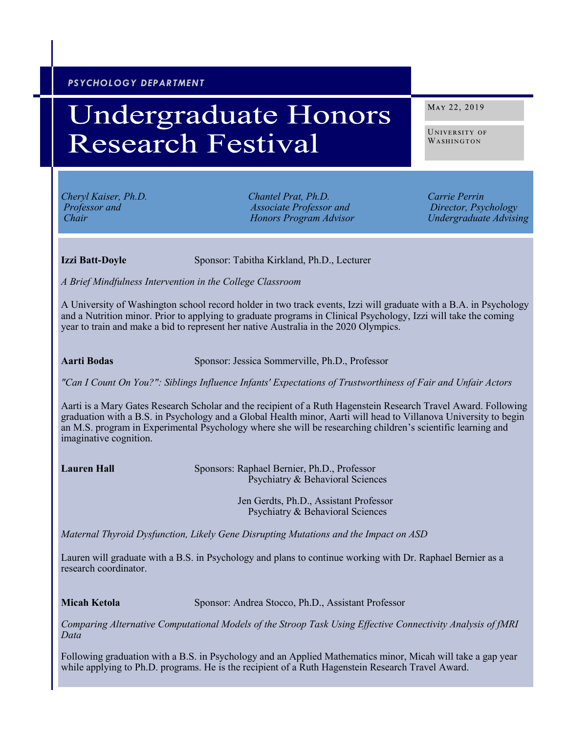*PSYCHOLOGY DEPARTMENT*

# Undergraduate Honors Research Festival

May 22, 2019

University of Washington

*Cheryl Kaiser, Ph.D.*
*Professor and Chair*

*Chantel Prat, Ph.D.*
*Associate Professor and Honors Program Advisor*

*Carrie Perrin*
*Director, Psychology Undergraduate Advising*

**Izzi Batt-Doyle** Sponsor: Tabitha Kirkland, Ph.D., Lecturer

*A Brief Mindfulness Intervention in the College Classroom*

A University of Washington school record holder in two track events, Izzi will graduate with a B.A. in Psychology and a Nutrition minor. Prior to applying to graduate programs in Clinical Psychology, Izzi will take the coming year to train and make a bid to represent her native Australia in the 2020 Olympics.

**Aarti Bodas** Sponsor: Jessica Sommerville, Ph.D., Professor

*"Can I Count On You?": Siblings Influence Infants' Expectations of Trustworthiness of Fair and Unfair Actors*

Aarti is a Mary Gates Research Scholar and the recipient of a Ruth Hagenstein Research Travel Award. Following graduation with a B.S. in Psychology and a Global Health minor, Aarti will head to Villanova University to begin an M.S. program in Experimental Psychology where she will be researching children's scientific learning and imaginative cognition.

**Lauren Hall** Sponsors: Raphael Bernier, Ph.D., Professor
Psychiatry & Behavioral Sciences

Jen Gerdts, Ph.D., Assistant Professor
Psychiatry & Behavioral Sciences

*Maternal Thyroid Dysfunction, Likely Gene Disrupting Mutations and the Impact on ASD*

Lauren will graduate with a B.S. in Psychology and plans to continue working with Dr. Raphael Bernier as a research coordinator.

**Micah Ketola** Sponsor: Andrea Stocco, Ph.D., Assistant Professor

*Comparing Alternative Computational Models of the Stroop Task Using Effective Connectivity Analysis of fMRI Data*

Following graduation with a B.S. in Psychology and an Applied Mathematics minor, Micah will take a gap year while applying to Ph.D. programs. He is the recipient of a Ruth Hagenstein Research Travel Award.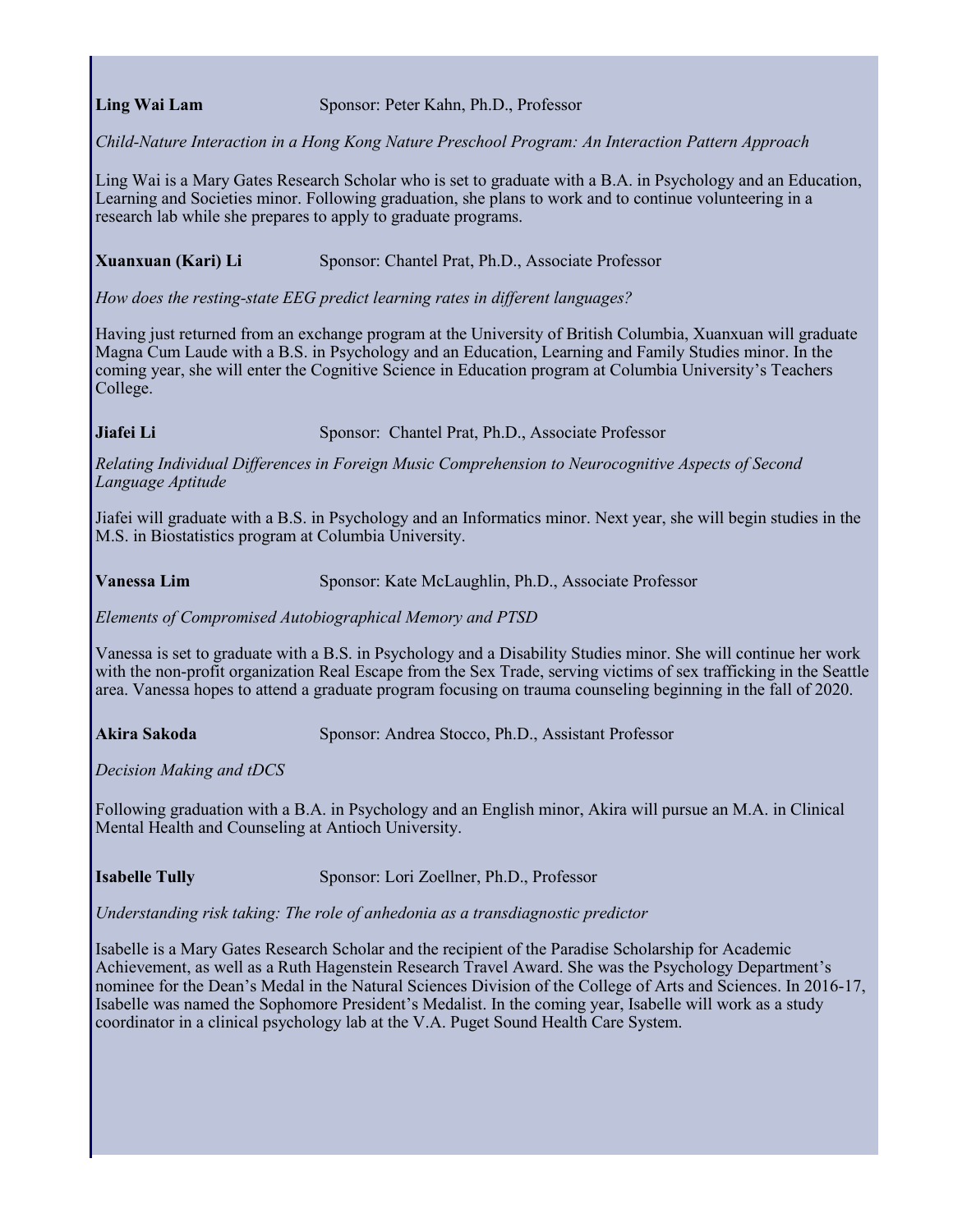**Ling Wai Lam** Sponsor: Peter Kahn, Ph.D., Professor

*Child-Nature Interaction in a Hong Kong Nature Preschool Program: An Interaction Pattern Approach*

Ling Wai is a Mary Gates Research Scholar who is set to graduate with a B.A. in Psychology and an Education, Learning and Societies minor. Following graduation, she plans to work and to continue volunteering in a research lab while she prepares to apply to graduate programs.

**Xuanxuan (Kari) Li** Sponsor: Chantel Prat, Ph.D., Associate Professor

*How does the resting-state EEG predict learning rates in different languages?*

Having just returned from an exchange program at the University of British Columbia, Xuanxuan will graduate Magna Cum Laude with a B.S. in Psychology and an Education, Learning and Family Studies minor. In the coming year, she will enter the Cognitive Science in Education program at Columbia University's Teachers College.

**Jiafei Li** Sponsor: Chantel Prat, Ph.D., Associate Professor

*Relating Individual Differences in Foreign Music Comprehension to Neurocognitive Aspects of Second Language Aptitude*

Jiafei will graduate with a B.S. in Psychology and an Informatics minor. Next year, she will begin studies in the M.S. in Biostatistics program at Columbia University.

**Vanessa Lim** Sponsor: Kate McLaughlin, Ph.D., Associate Professor

*Elements of Compromised Autobiographical Memory and PTSD*

Vanessa is set to graduate with a B.S. in Psychology and a Disability Studies minor. She will continue her work with the non-profit organization Real Escape from the Sex Trade, serving victims of sex trafficking in the Seattle area. Vanessa hopes to attend a graduate program focusing on trauma counseling beginning in the fall of 2020.

**Akira Sakoda** Sponsor: Andrea Stocco, Ph.D., Assistant Professor

*Decision Making and tDCS*

Following graduation with a B.A. in Psychology and an English minor, Akira will pursue an M.A. in Clinical Mental Health and Counseling at Antioch University.

**Isabelle Tully** Sponsor: Lori Zoellner, Ph.D., Professor

*Understanding risk taking: The role of anhedonia as a transdiagnostic predictor*

Isabelle is a Mary Gates Research Scholar and the recipient of the Paradise Scholarship for Academic Achievement, as well as a Ruth Hagenstein Research Travel Award. She was the Psychology Department's nominee for the Dean's Medal in the Natural Sciences Division of the College of Arts and Sciences. In 2016-17, Isabelle was named the Sophomore President's Medalist. In the coming year, Isabelle will work as a study coordinator in a clinical psychology lab at the V.A. Puget Sound Health Care System.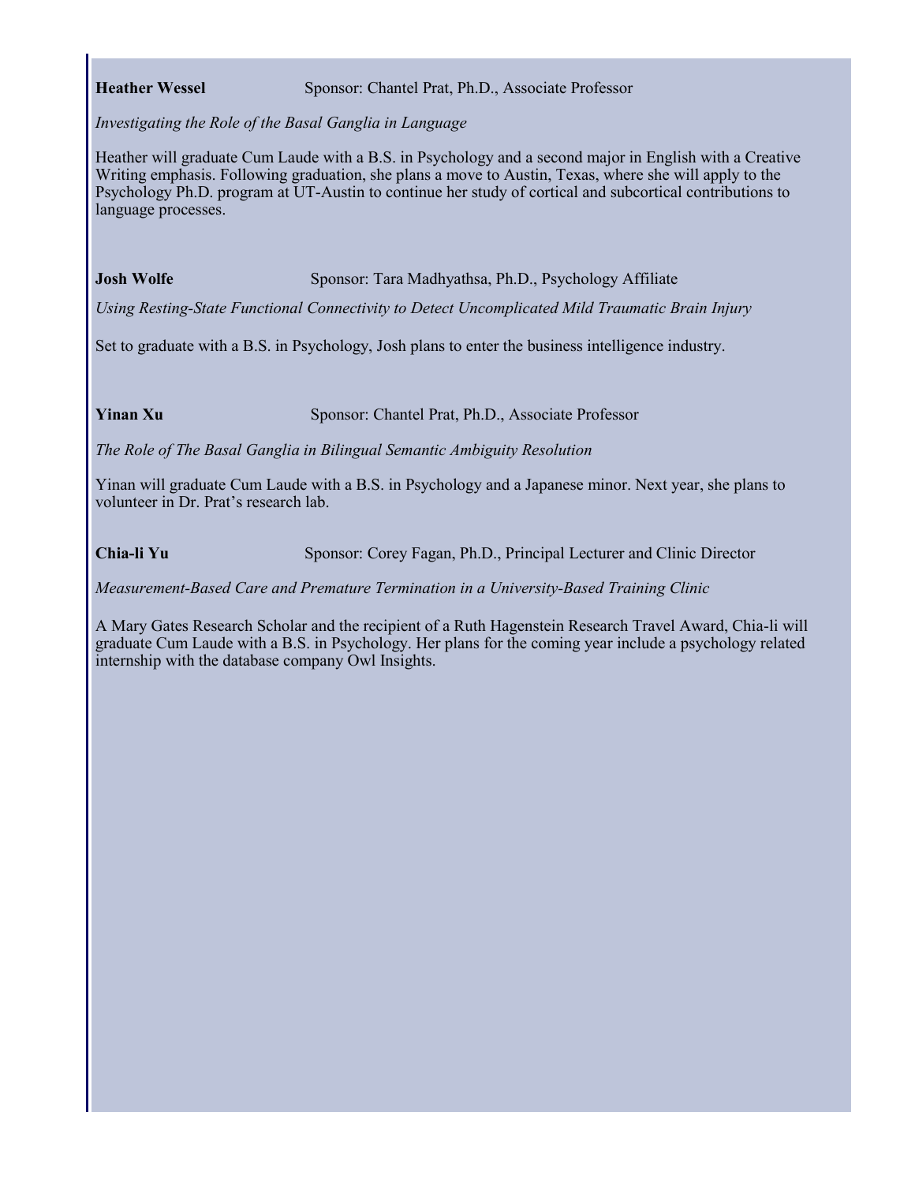**Heather Wessel** Sponsor: Chantel Prat, Ph.D., Associate Professor

*Investigating the Role of the Basal Ganglia in Language*

Heather will graduate Cum Laude with a B.S. in Psychology and a second major in English with a Creative Writing emphasis. Following graduation, she plans a move to Austin, Texas, where she will apply to the Psychology Ph.D. program at UT-Austin to continue her study of cortical and subcortical contributions to language processes.

**Josh Wolfe** Sponsor: Tara Madhyathsa, Ph.D., Psychology Affiliate

*Using Resting-State Functional Connectivity to Detect Uncomplicated Mild Traumatic Brain Injury*

Set to graduate with a B.S. in Psychology, Josh plans to enter the business intelligence industry.

**Yinan Xu** Sponsor: Chantel Prat, Ph.D., Associate Professor

*The Role of The Basal Ganglia in Bilingual Semantic Ambiguity Resolution*

Yinan will graduate Cum Laude with a B.S. in Psychology and a Japanese minor. Next year, she plans to volunteer in Dr. Prat's research lab.

**Chia-li Yu** Sponsor: Corey Fagan, Ph.D., Principal Lecturer and Clinic Director

*Measurement-Based Care and Premature Termination in a University-Based Training Clinic*

A Mary Gates Research Scholar and the recipient of a Ruth Hagenstein Research Travel Award, Chia-li will graduate Cum Laude with a B.S. in Psychology. Her plans for the coming year include a psychology related internship with the database company Owl Insights.